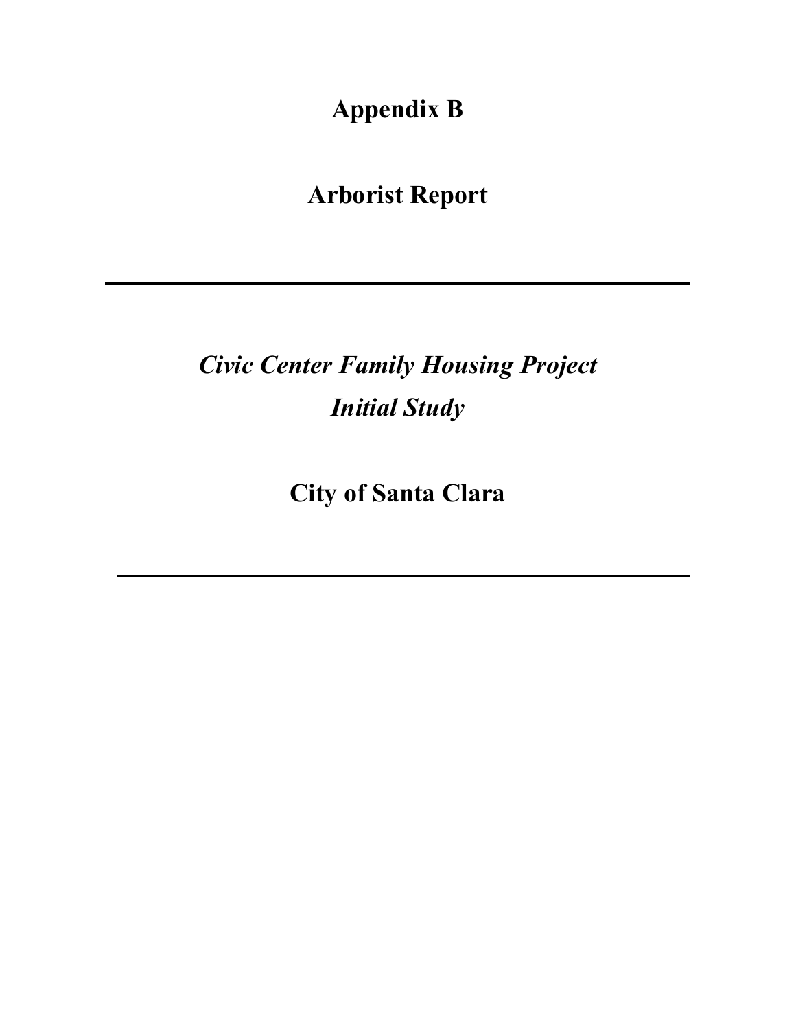# Appendix B

# Arborist Report

---

## *Civic Center Family Housing Project*
## *Initial Study*

## City of Santa Clara

---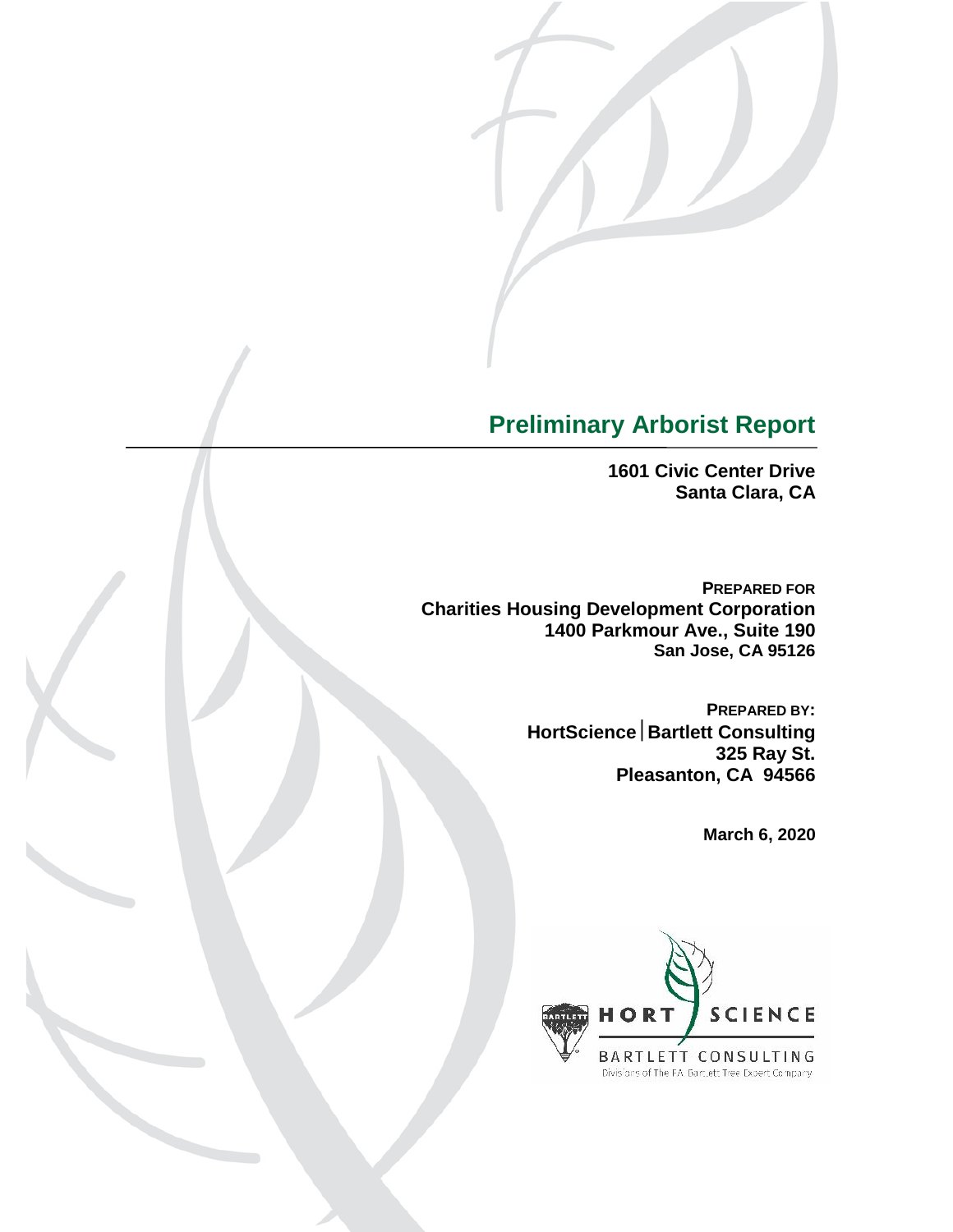# Preliminary Arborist Report

**1601 Civic Center Drive**
**Santa Clara, CA**

**PREPARED FOR**
**Charities Housing Development Corporation**
**1400 Parkmour Ave., Suite 190**
**San Jose, CA 95126**

**PREPARED BY:**
**HortScience | Bartlett Consulting**
**325 Ray St.**
**Pleasanton, CA 94566**

**March 6, 2020**

HORT SCIENCE
BARTLETT CONSULTING
Divisions of The F.A. Bartlett Tree Expert Company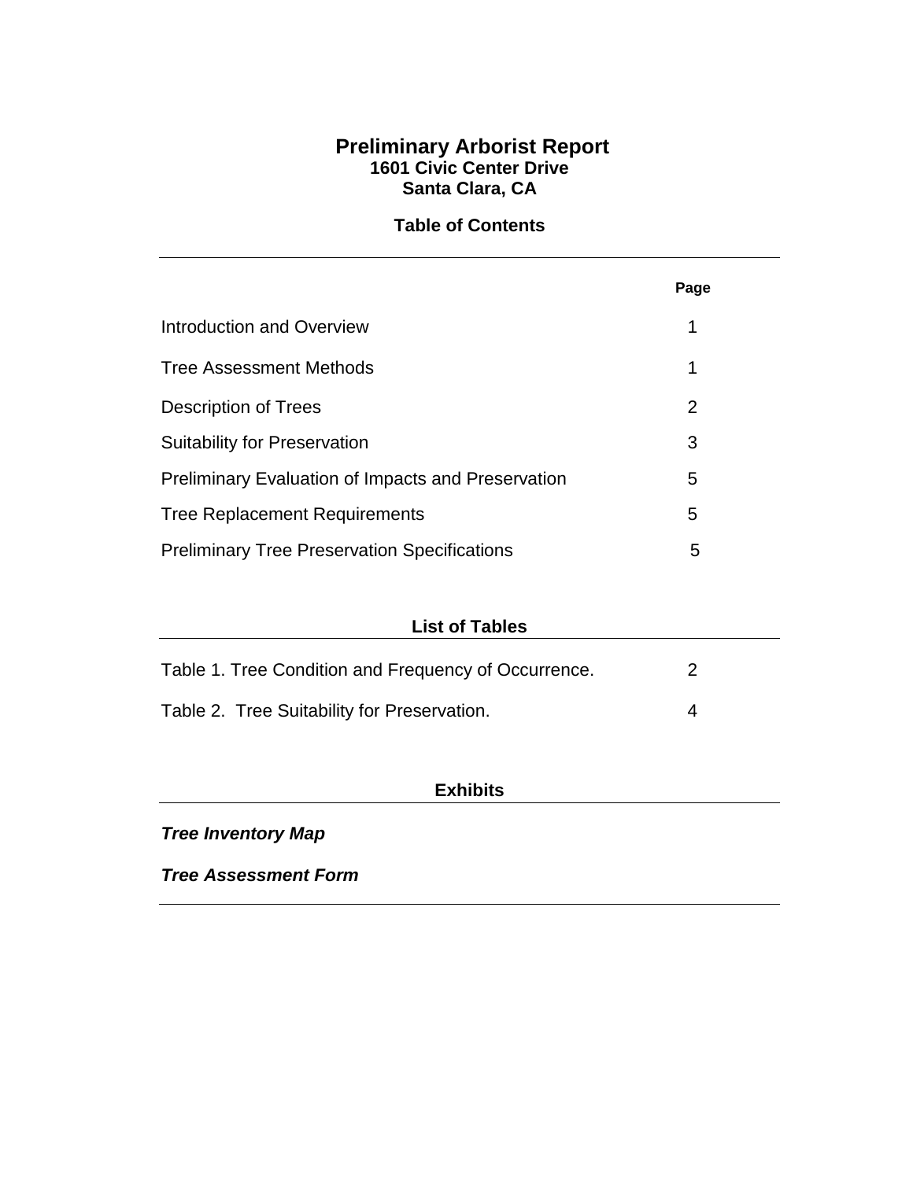# Preliminary Arborist Report

**1601 Civic Center Drive**
**Santa Clara, CA**

## Table of Contents

| | Page |
|---|---|
| Introduction and Overview | 1 |
| Tree Assessment Methods | 1 |
| Description of Trees | 2 |
| Suitability for Preservation | 3 |
| Preliminary Evaluation of Impacts and Preservation | 5 |
| Tree Replacement Requirements | 5 |
| Preliminary Tree Preservation Specifications | 5 |

## List of Tables

| | |
|---|---|
| Table 1. Tree Condition and Frequency of Occurrence. | 2 |
| Table 2. Tree Suitability for Preservation. | 4 |

## Exhibits

***Tree Inventory Map***

***Tree Assessment Form***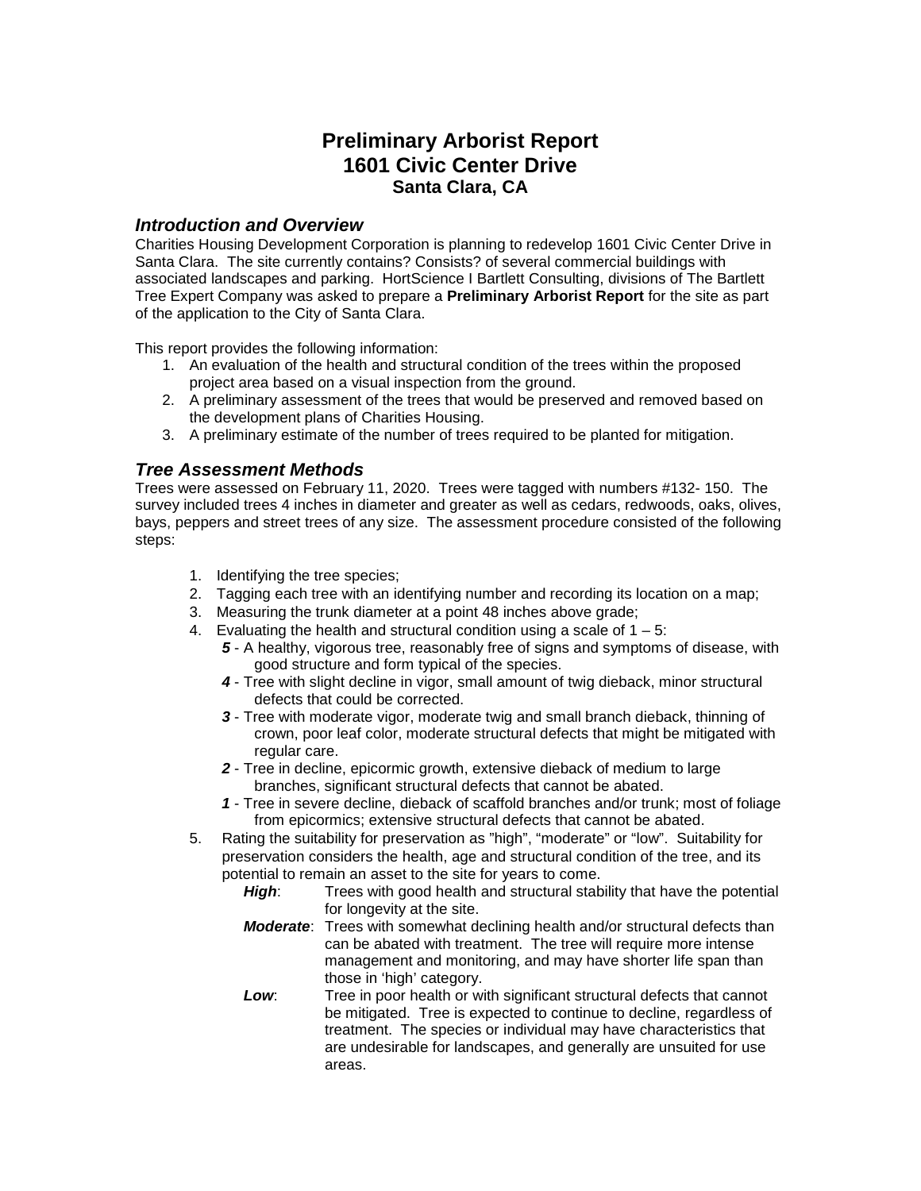# Preliminary Arborist Report
# 1601 Civic Center Drive
### Santa Clara, CA

## *Introduction and Overview*

Charities Housing Development Corporation is planning to redevelop 1601 Civic Center Drive in Santa Clara. The site currently contains? Consists? of several commercial buildings with associated landscapes and parking. HortScience I Bartlett Consulting, divisions of The Bartlett Tree Expert Company was asked to prepare a **Preliminary Arborist Report** for the site as part of the application to the City of Santa Clara.

This report provides the following information:

1. An evaluation of the health and structural condition of the trees within the proposed project area based on a visual inspection from the ground.
2. A preliminary assessment of the trees that would be preserved and removed based on the development plans of Charities Housing.
3. A preliminary estimate of the number of trees required to be planted for mitigation.

## *Tree Assessment Methods*

Trees were assessed on February 11, 2020. Trees were tagged with numbers #132- 150. The survey included trees 4 inches in diameter and greater as well as cedars, redwoods, oaks, olives, bays, peppers and street trees of any size. The assessment procedure consisted of the following steps:

1. Identifying the tree species;
2. Tagging each tree with an identifying number and recording its location on a map;
3. Measuring the trunk diameter at a point 48 inches above grade;
4. Evaluating the health and structural condition using a scale of 1 – 5:
   - ***5*** - A healthy, vigorous tree, reasonably free of signs and symptoms of disease, with good structure and form typical of the species.
   - ***4*** - Tree with slight decline in vigor, small amount of twig dieback, minor structural defects that could be corrected.
   - ***3*** - Tree with moderate vigor, moderate twig and small branch dieback, thinning of crown, poor leaf color, moderate structural defects that might be mitigated with regular care.
   - ***2*** - Tree in decline, epicormic growth, extensive dieback of medium to large branches, significant structural defects that cannot be abated.
   - ***1*** - Tree in severe decline, dieback of scaffold branches and/or trunk; most of foliage from epicormics; extensive structural defects that cannot be abated.
5. Rating the suitability for preservation as "high", "moderate" or "low". Suitability for preservation considers the health, age and structural condition of the tree, and its potential to remain an asset to the site for years to come.
   - ***High***: Trees with good health and structural stability that have the potential for longevity at the site.
   - ***Moderate***: Trees with somewhat declining health and/or structural defects than can be abated with treatment. The tree will require more intense management and monitoring, and may have shorter life span than those in 'high' category.
   - ***Low***: Tree in poor health or with significant structural defects that cannot be mitigated. Tree is expected to continue to decline, regardless of treatment. The species or individual may have characteristics that are undesirable for landscapes, and generally are unsuited for use areas.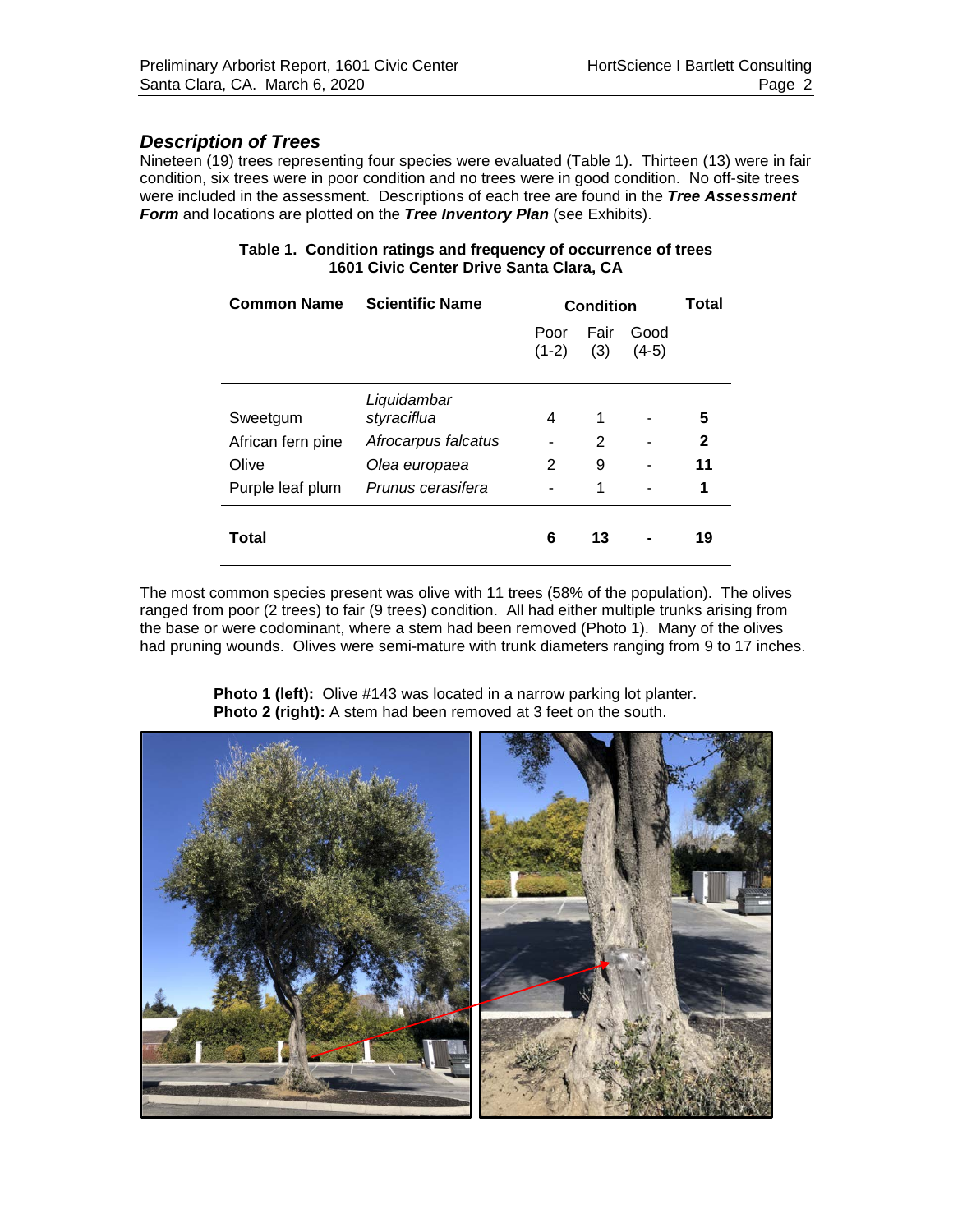### *Description of Trees*

Nineteen (19) trees representing four species were evaluated (Table 1). Thirteen (13) were in fair condition, six trees were in poor condition and no trees were in good condition. No off-site trees were included in the assessment. Descriptions of each tree are found in the ***Tree Assessment Form*** and locations are plotted on the ***Tree Inventory Plan*** (see Exhibits).

**Table 1. Condition ratings and frequency of occurrence of trees**
**1601 Civic Center Drive Santa Clara, CA**

| Common Name | Scientific Name | Condition | | | Total |
|---|---|---|---|---|---|
| | | Poor (1-2) | Fair (3) | Good (4-5) | |
| Sweetgum | *Liquidambar styraciflua* | 4 | 1 | - | **5** |
| African fern pine | *Afrocarpus falcatus* | - | 2 | - | **2** |
| Olive | *Olea europaea* | 2 | 9 | - | **11** |
| Purple leaf plum | *Prunus cerasifera* | - | 1 | - | **1** |
| **Total** | | **6** | **13** | **-** | **19** |

The most common species present was olive with 11 trees (58% of the population). The olives ranged from poor (2 trees) to fair (9 trees) condition. All had either multiple trunks arising from the base or were codominant, where a stem had been removed (Photo 1). Many of the olives had pruning wounds. Olives were semi-mature with trunk diameters ranging from 9 to 17 inches.

**Photo 1 (left):** Olive #143 was located in a narrow parking lot planter.
**Photo 2 (right):** A stem had been removed at 3 feet on the south.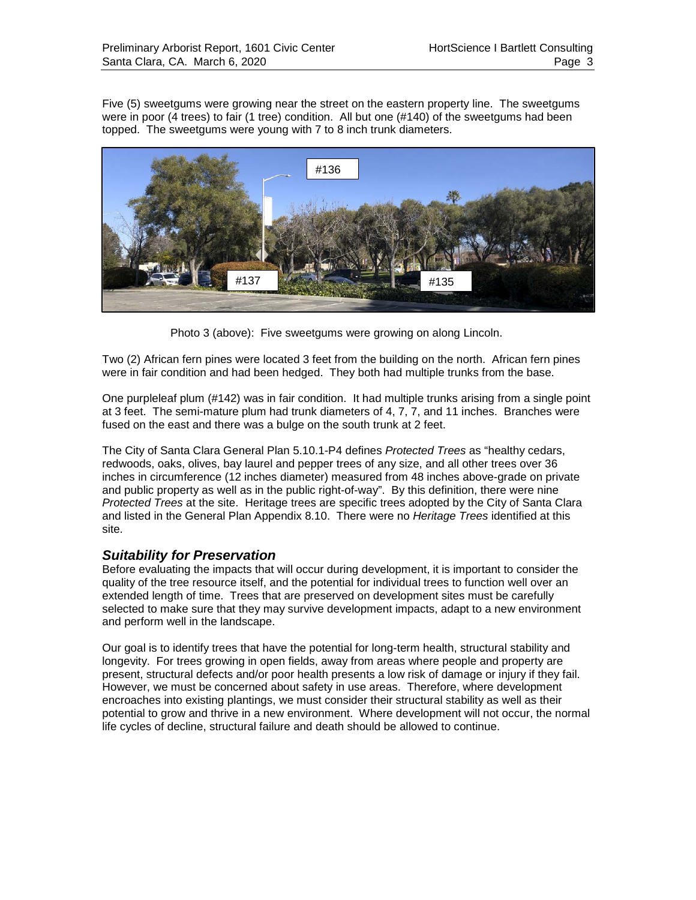Five (5) sweetgums were growing near the street on the eastern property line. The sweetgums were in poor (4 trees) to fair (1 tree) condition. All but one (#140) of the sweetgums had been topped. The sweetgums were young with 7 to 8 inch trunk diameters.

Photo 3 (above): Five sweetgums were growing on along Lincoln.

Two (2) African fern pines were located 3 feet from the building on the north. African fern pines were in fair condition and had been hedged. They both had multiple trunks from the base.

One purpleleaf plum (#142) was in fair condition. It had multiple trunks arising from a single point at 3 feet. The semi-mature plum had trunk diameters of 4, 7, 7, and 11 inches. Branches were fused on the east and there was a bulge on the south trunk at 2 feet.

The City of Santa Clara General Plan 5.10.1-P4 defines *Protected Trees* as "healthy cedars, redwoods, oaks, olives, bay laurel and pepper trees of any size, and all other trees over 36 inches in circumference (12 inches diameter) measured from 48 inches above-grade on private and public property as well as in the public right-of-way". By this definition, there were nine *Protected Trees* at the site. Heritage trees are specific trees adopted by the City of Santa Clara and listed in the General Plan Appendix 8.10. There were no *Heritage Trees* identified at this site.

## *Suitability for Preservation*

Before evaluating the impacts that will occur during development, it is important to consider the quality of the tree resource itself, and the potential for individual trees to function well over an extended length of time. Trees that are preserved on development sites must be carefully selected to make sure that they may survive development impacts, adapt to a new environment and perform well in the landscape.

Our goal is to identify trees that have the potential for long-term health, structural stability and longevity. For trees growing in open fields, away from areas where people and property are present, structural defects and/or poor health presents a low risk of damage or injury if they fail. However, we must be concerned about safety in use areas. Therefore, where development encroaches into existing plantings, we must consider their structural stability as well as their potential to grow and thrive in a new environment. Where development will not occur, the normal life cycles of decline, structural failure and death should be allowed to continue.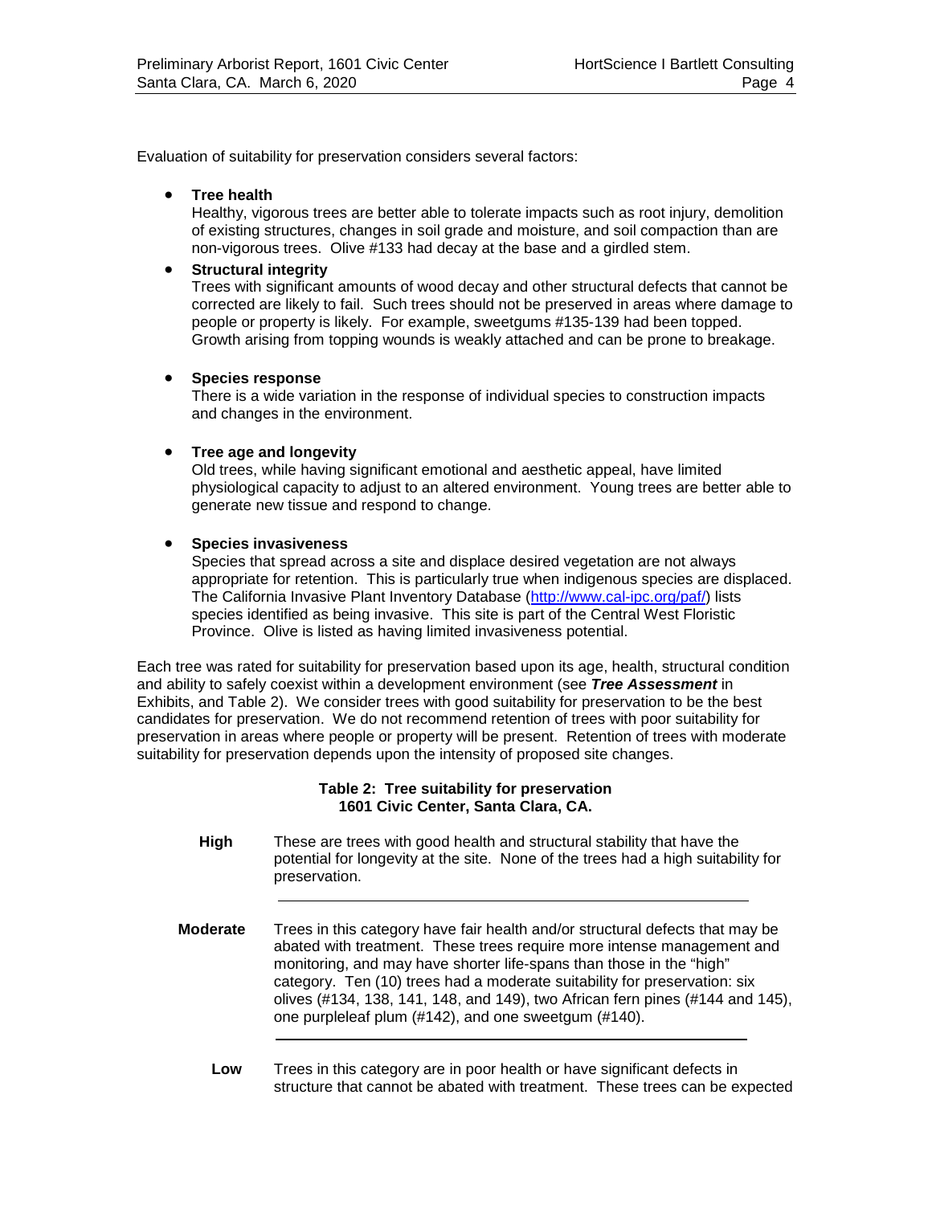Evaluation of suitability for preservation considers several factors:

- **Tree health**
  Healthy, vigorous trees are better able to tolerate impacts such as root injury, demolition of existing structures, changes in soil grade and moisture, and soil compaction than are non-vigorous trees. Olive #133 had decay at the base and a girdled stem.

- **Structural integrity**
  Trees with significant amounts of wood decay and other structural defects that cannot be corrected are likely to fail. Such trees should not be preserved in areas where damage to people or property is likely. For example, sweetgums #135-139 had been topped. Growth arising from topping wounds is weakly attached and can be prone to breakage.

- **Species response**
  There is a wide variation in the response of individual species to construction impacts and changes in the environment.

- **Tree age and longevity**
  Old trees, while having significant emotional and aesthetic appeal, have limited physiological capacity to adjust to an altered environment. Young trees are better able to generate new tissue and respond to change.

- **Species invasiveness**
  Species that spread across a site and displace desired vegetation are not always appropriate for retention. This is particularly true when indigenous species are displaced. The California Invasive Plant Inventory Database (http://www.cal-ipc.org/paf/) lists species identified as being invasive. This site is part of the Central West Floristic Province. Olive is listed as having limited invasiveness potential.

Each tree was rated for suitability for preservation based upon its age, health, structural condition and ability to safely coexist within a development environment (see ***Tree Assessment*** in Exhibits, and Table 2). We consider trees with good suitability for preservation to be the best candidates for preservation. We do not recommend retention of trees with poor suitability for preservation in areas where people or property will be present. Retention of trees with moderate suitability for preservation depends upon the intensity of proposed site changes.

**Table 2: Tree suitability for preservation**
**1601 Civic Center, Santa Clara, CA.**

| | |
|---|---|
| **High** | These are trees with good health and structural stability that have the potential for longevity at the site. None of the trees had a high suitability for preservation. |
| **Moderate** | Trees in this category have fair health and/or structural defects that may be abated with treatment. These trees require more intense management and monitoring, and may have shorter life-spans than those in the "high" category. Ten (10) trees had a moderate suitability for preservation: six olives (#134, 138, 141, 148, and 149), two African fern pines (#144 and 145), one purpleleaf plum (#142), and one sweetgum (#140). |
| **Low** | Trees in this category are in poor health or have significant defects in structure that cannot be abated with treatment. These trees can be expected |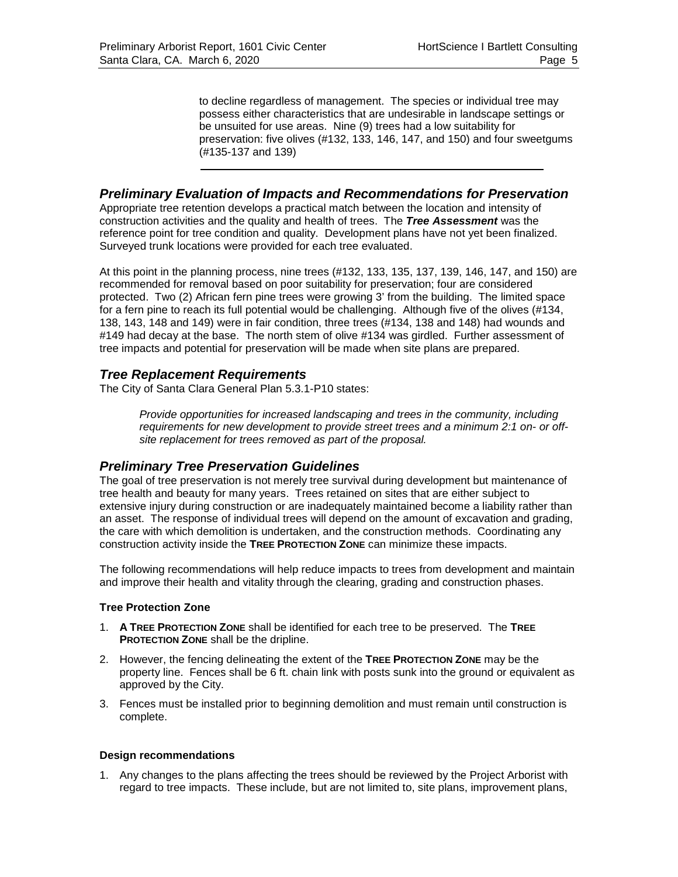to decline regardless of management. The species or individual tree may possess either characteristics that are undesirable in landscape settings or be unsuited for use areas. Nine (9) trees had a low suitability for preservation: five olives (#132, 133, 146, 147, and 150) and four sweetgums (#135-137 and 139)

## *Preliminary Evaluation of Impacts and Recommendations for Preservation*

Appropriate tree retention develops a practical match between the location and intensity of construction activities and the quality and health of trees. The ***Tree Assessment*** was the reference point for tree condition and quality. Development plans have not yet been finalized. Surveyed trunk locations were provided for each tree evaluated.

At this point in the planning process, nine trees (#132, 133, 135, 137, 139, 146, 147, and 150) are recommended for removal based on poor suitability for preservation; four are considered protected. Two (2) African fern pine trees were growing 3' from the building. The limited space for a fern pine to reach its full potential would be challenging. Although five of the olives (#134, 138, 143, 148 and 149) were in fair condition, three trees (#134, 138 and 148) had wounds and #149 had decay at the base. The north stem of olive #134 was girdled. Further assessment of tree impacts and potential for preservation will be made when site plans are prepared.

## *Tree Replacement Requirements*

The City of Santa Clara General Plan 5.3.1-P10 states:

> *Provide opportunities for increased landscaping and trees in the community, including requirements for new development to provide street trees and a minimum 2:1 on- or off-site replacement for trees removed as part of the proposal.*

## *Preliminary Tree Preservation Guidelines*

The goal of tree preservation is not merely tree survival during development but maintenance of tree health and beauty for many years. Trees retained on sites that are either subject to extensive injury during construction or are inadequately maintained become a liability rather than an asset. The response of individual trees will depend on the amount of excavation and grading, the care with which demolition is undertaken, and the construction methods. Coordinating any construction activity inside the **TREE PROTECTION ZONE** can minimize these impacts.

The following recommendations will help reduce impacts to trees from development and maintain and improve their health and vitality through the clearing, grading and construction phases.

### Tree Protection Zone

1. **A TREE PROTECTION ZONE** shall be identified for each tree to be preserved. The **TREE PROTECTION ZONE** shall be the dripline.
2. However, the fencing delineating the extent of the **TREE PROTECTION ZONE** may be the property line. Fences shall be 6 ft. chain link with posts sunk into the ground or equivalent as approved by the City.
3. Fences must be installed prior to beginning demolition and must remain until construction is complete.

### Design recommendations

1. Any changes to the plans affecting the trees should be reviewed by the Project Arborist with regard to tree impacts. These include, but are not limited to, site plans, improvement plans,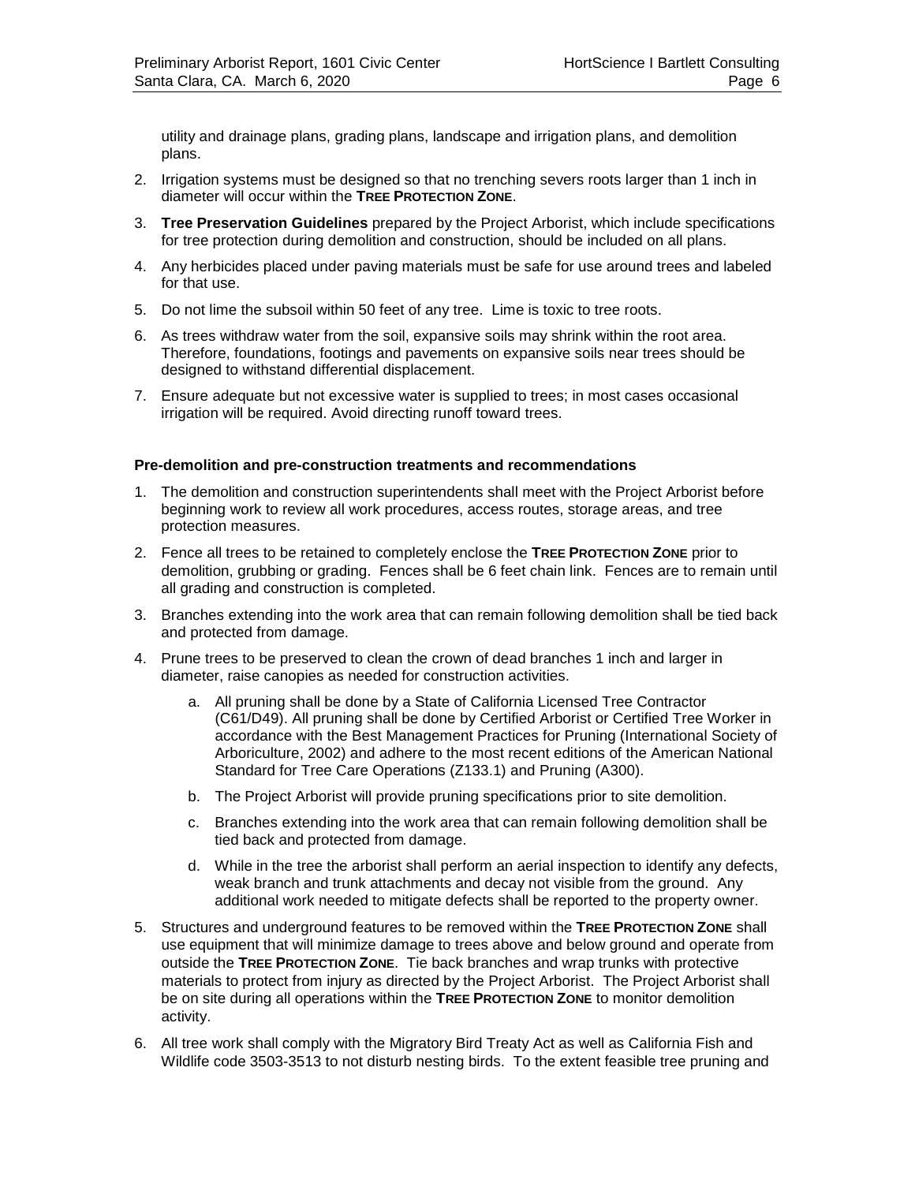utility and drainage plans, grading plans, landscape and irrigation plans, and demolition plans.

2. Irrigation systems must be designed so that no trenching severs roots larger than 1 inch in diameter will occur within the **TREE PROTECTION ZONE**.
3. **Tree Preservation Guidelines** prepared by the Project Arborist, which include specifications for tree protection during demolition and construction, should be included on all plans.
4. Any herbicides placed under paving materials must be safe for use around trees and labeled for that use.
5. Do not lime the subsoil within 50 feet of any tree. Lime is toxic to tree roots.
6. As trees withdraw water from the soil, expansive soils may shrink within the root area. Therefore, foundations, footings and pavements on expansive soils near trees should be designed to withstand differential displacement.
7. Ensure adequate but not excessive water is supplied to trees; in most cases occasional irrigation will be required. Avoid directing runoff toward trees.

**Pre-demolition and pre-construction treatments and recommendations**

1. The demolition and construction superintendents shall meet with the Project Arborist before beginning work to review all work procedures, access routes, storage areas, and tree protection measures.
2. Fence all trees to be retained to completely enclose the **TREE PROTECTION ZONE** prior to demolition, grubbing or grading. Fences shall be 6 feet chain link. Fences are to remain until all grading and construction is completed.
3. Branches extending into the work area that can remain following demolition shall be tied back and protected from damage.
4. Prune trees to be preserved to clean the crown of dead branches 1 inch and larger in diameter, raise canopies as needed for construction activities.
   a. All pruning shall be done by a State of California Licensed Tree Contractor (C61/D49). All pruning shall be done by Certified Arborist or Certified Tree Worker in accordance with the Best Management Practices for Pruning (International Society of Arboriculture, 2002) and adhere to the most recent editions of the American National Standard for Tree Care Operations (Z133.1) and Pruning (A300).
   b. The Project Arborist will provide pruning specifications prior to site demolition.
   c. Branches extending into the work area that can remain following demolition shall be tied back and protected from damage.
   d. While in the tree the arborist shall perform an aerial inspection to identify any defects, weak branch and trunk attachments and decay not visible from the ground. Any additional work needed to mitigate defects shall be reported to the property owner.
5. Structures and underground features to be removed within the **TREE PROTECTION ZONE** shall use equipment that will minimize damage to trees above and below ground and operate from outside the **TREE PROTECTION ZONE**. Tie back branches and wrap trunks with protective materials to protect from injury as directed by the Project Arborist. The Project Arborist shall be on site during all operations within the **TREE PROTECTION ZONE** to monitor demolition activity.
6. All tree work shall comply with the Migratory Bird Treaty Act as well as California Fish and Wildlife code 3503-3513 to not disturb nesting birds. To the extent feasible tree pruning and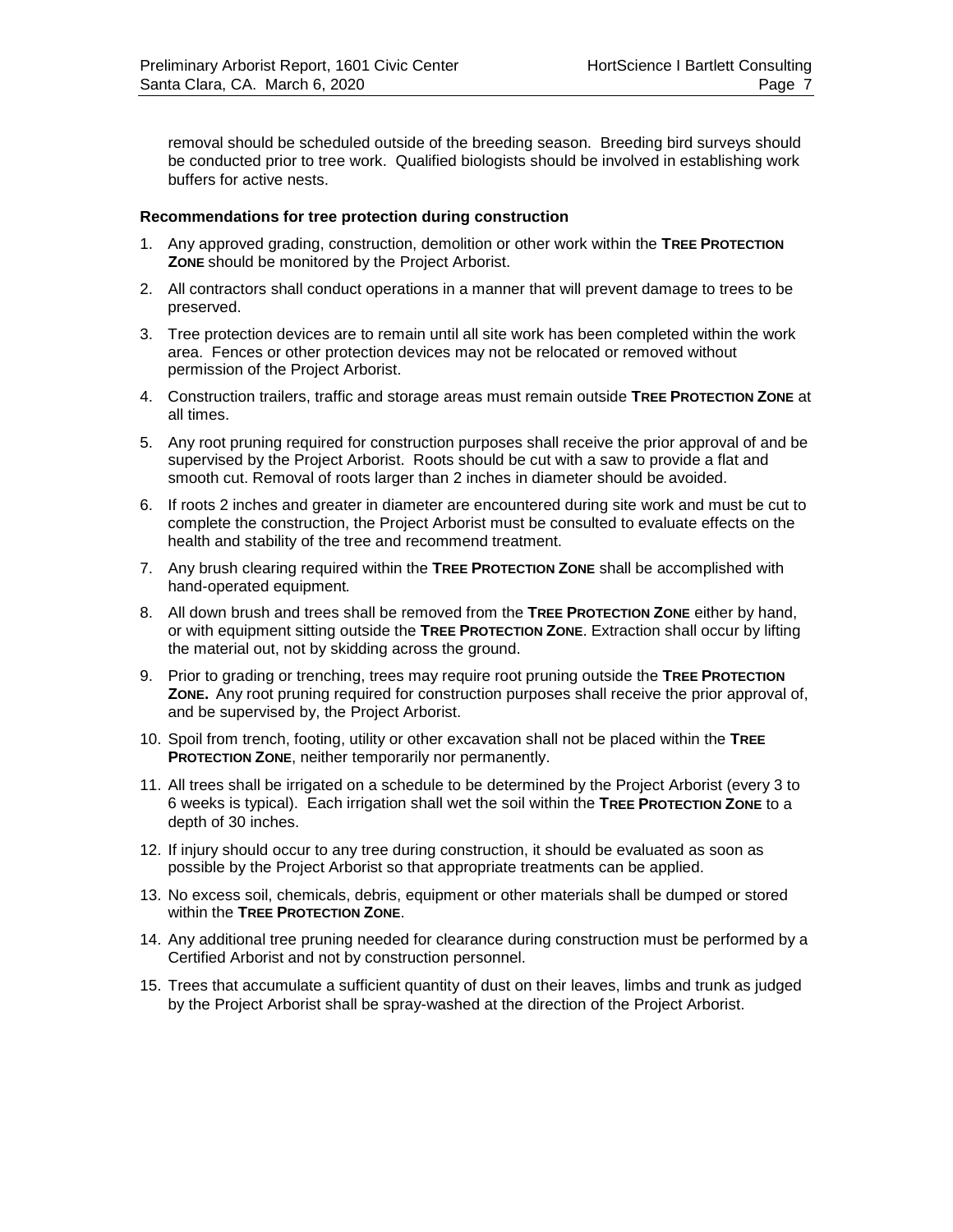removal should be scheduled outside of the breeding season. Breeding bird surveys should be conducted prior to tree work. Qualified biologists should be involved in establishing work buffers for active nests.

**Recommendations for tree protection during construction**

1. Any approved grading, construction, demolition or other work within the **TREE PROTECTION ZONE** should be monitored by the Project Arborist.
2. All contractors shall conduct operations in a manner that will prevent damage to trees to be preserved.
3. Tree protection devices are to remain until all site work has been completed within the work area. Fences or other protection devices may not be relocated or removed without permission of the Project Arborist.
4. Construction trailers, traffic and storage areas must remain outside **TREE PROTECTION ZONE** at all times.
5. Any root pruning required for construction purposes shall receive the prior approval of and be supervised by the Project Arborist. Roots should be cut with a saw to provide a flat and smooth cut. Removal of roots larger than 2 inches in diameter should be avoided.
6. If roots 2 inches and greater in diameter are encountered during site work and must be cut to complete the construction, the Project Arborist must be consulted to evaluate effects on the health and stability of the tree and recommend treatment.
7. Any brush clearing required within the **TREE PROTECTION ZONE** shall be accomplished with hand-operated equipment.
8. All down brush and trees shall be removed from the **TREE PROTECTION ZONE** either by hand, or with equipment sitting outside the **TREE PROTECTION ZONE**. Extraction shall occur by lifting the material out, not by skidding across the ground.
9. Prior to grading or trenching, trees may require root pruning outside the **TREE PROTECTION ZONE.** Any root pruning required for construction purposes shall receive the prior approval of, and be supervised by, the Project Arborist.
10. Spoil from trench, footing, utility or other excavation shall not be placed within the **TREE PROTECTION ZONE**, neither temporarily nor permanently.
11. All trees shall be irrigated on a schedule to be determined by the Project Arborist (every 3 to 6 weeks is typical). Each irrigation shall wet the soil within the **TREE PROTECTION ZONE** to a depth of 30 inches.
12. If injury should occur to any tree during construction, it should be evaluated as soon as possible by the Project Arborist so that appropriate treatments can be applied.
13. No excess soil, chemicals, debris, equipment or other materials shall be dumped or stored within the **TREE PROTECTION ZONE**.
14. Any additional tree pruning needed for clearance during construction must be performed by a Certified Arborist and not by construction personnel.
15. Trees that accumulate a sufficient quantity of dust on their leaves, limbs and trunk as judged by the Project Arborist shall be spray-washed at the direction of the Project Arborist.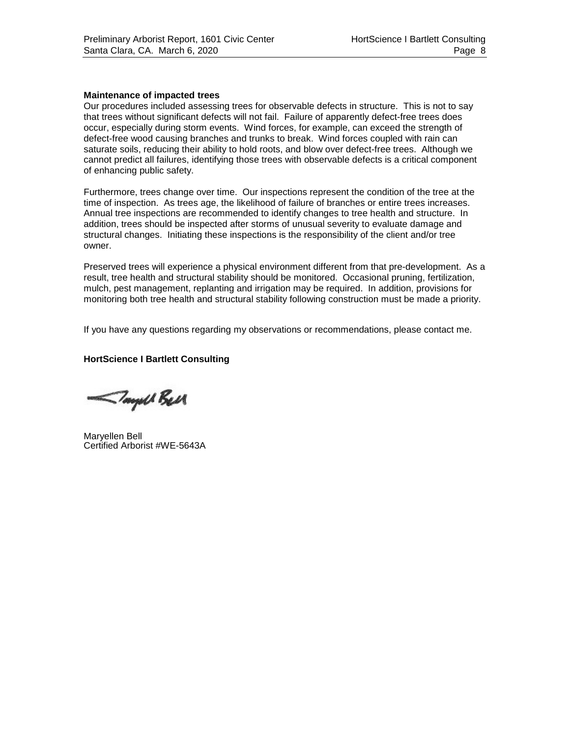**Maintenance of impacted trees**

Our procedures included assessing trees for observable defects in structure. This is not to say that trees without significant defects will not fail. Failure of apparently defect-free trees does occur, especially during storm events. Wind forces, for example, can exceed the strength of defect-free wood causing branches and trunks to break. Wind forces coupled with rain can saturate soils, reducing their ability to hold roots, and blow over defect-free trees. Although we cannot predict all failures, identifying those trees with observable defects is a critical component of enhancing public safety.

Furthermore, trees change over time. Our inspections represent the condition of the tree at the time of inspection. As trees age, the likelihood of failure of branches or entire trees increases. Annual tree inspections are recommended to identify changes to tree health and structure. In addition, trees should be inspected after storms of unusual severity to evaluate damage and structural changes. Initiating these inspections is the responsibility of the client and/or tree owner.

Preserved trees will experience a physical environment different from that pre-development. As a result, tree health and structural stability should be monitored. Occasional pruning, fertilization, mulch, pest management, replanting and irrigation may be required. In addition, provisions for monitoring both tree health and structural stability following construction must be made a priority.

If you have any questions regarding my observations or recommendations, please contact me.

**HortScience I Bartlett Consulting**

Maryellen Bell
Certified Arborist #WE-5643A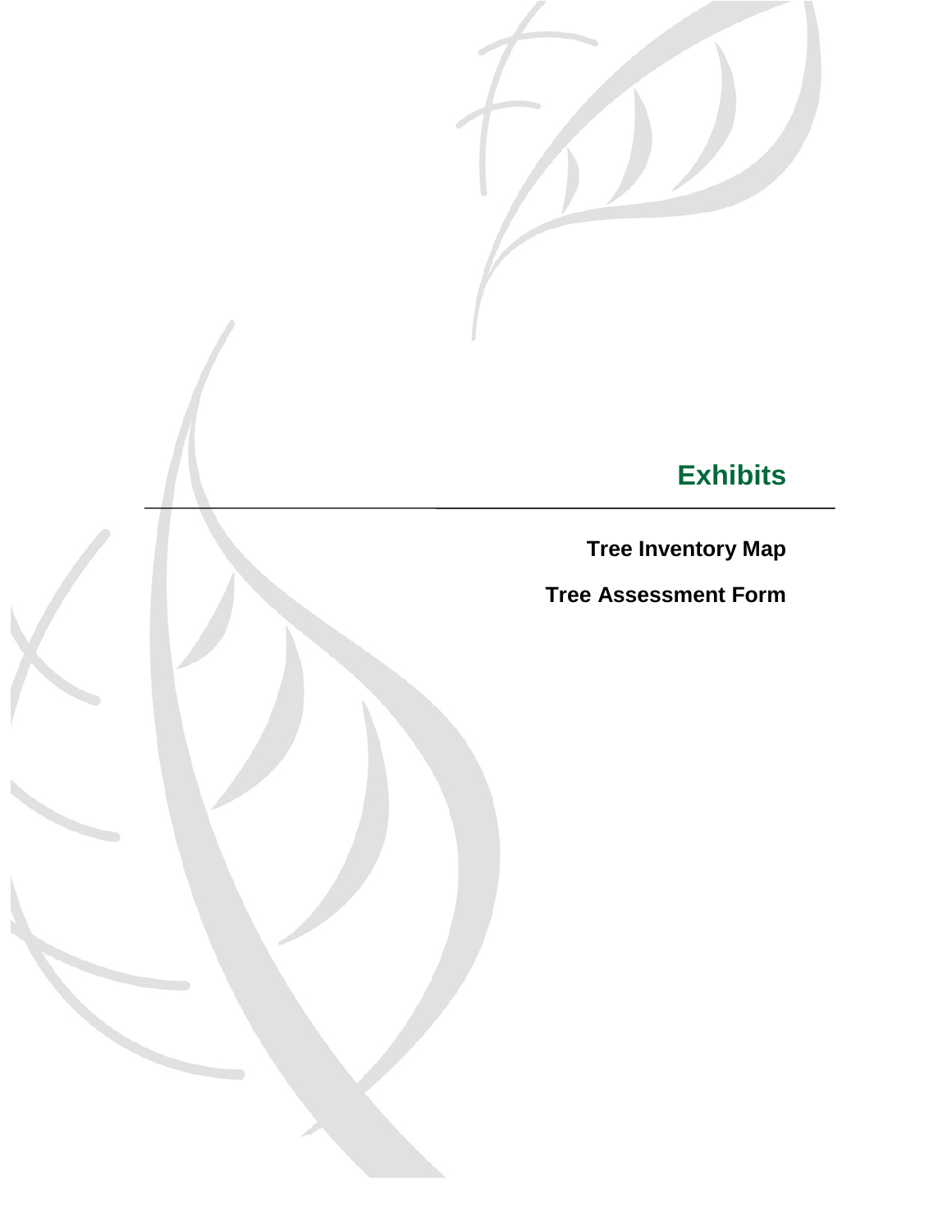# Exhibits

---

**Tree Inventory Map**

**Tree Assessment Form**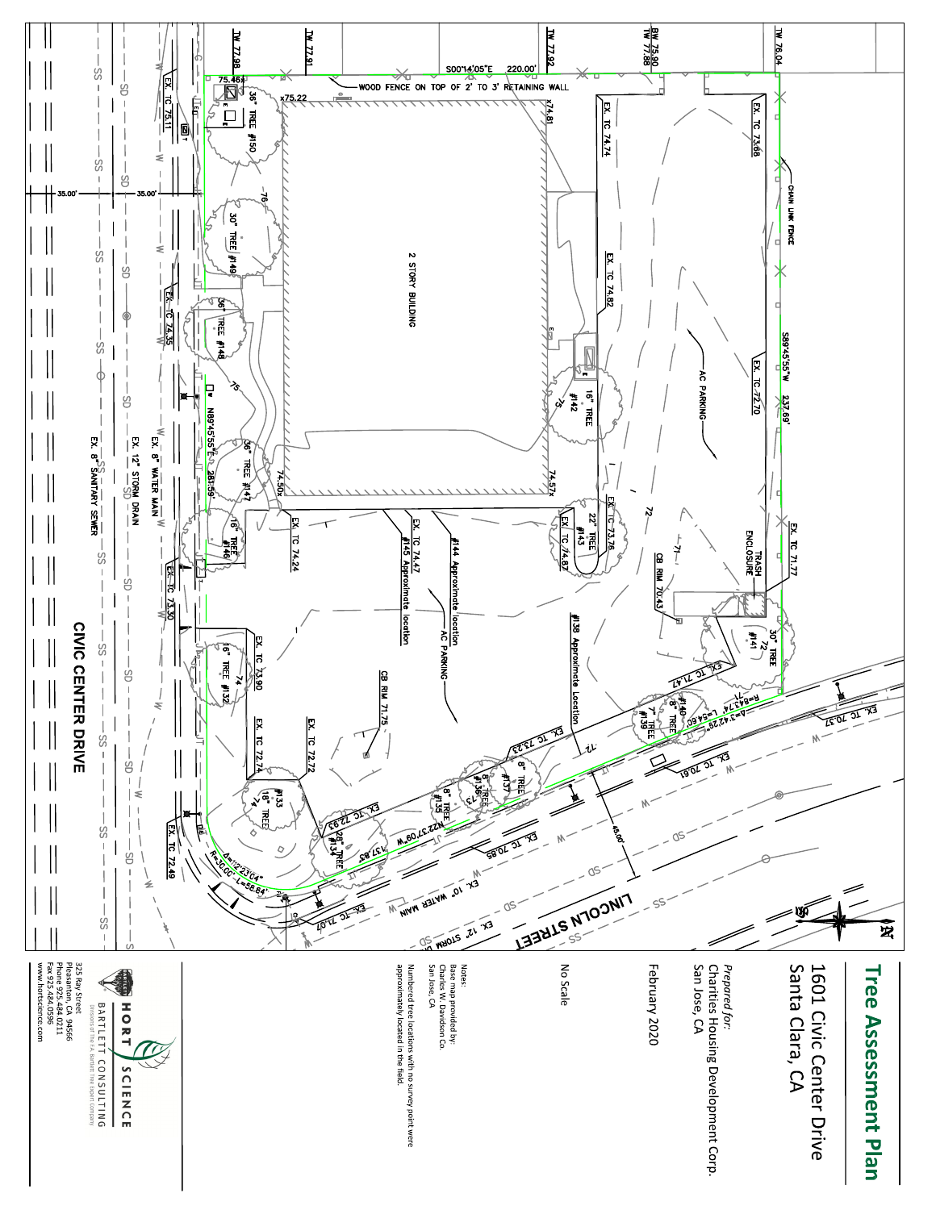# Tree Assessment Plan

1601 Civic Center Drive
Santa Clara, CA

*Prepared for:*
Charities Housing Development Corp.
San Jose, CA

February 2020

No Scale

Notes:
Base map provided by:
Charles W. Davidson Co.
San Jose, CA

Numbered tree locations with no survey point were approximately located in the field.

HORT SCIENCE | BARTLETT CONSULTING
Division of The F.A. Bartlett Tree Expert Company

325 Ray Street
Pleasanton, CA 94566
Phone 925.484.0211
Fax 925.484.0596
www.hortscience.com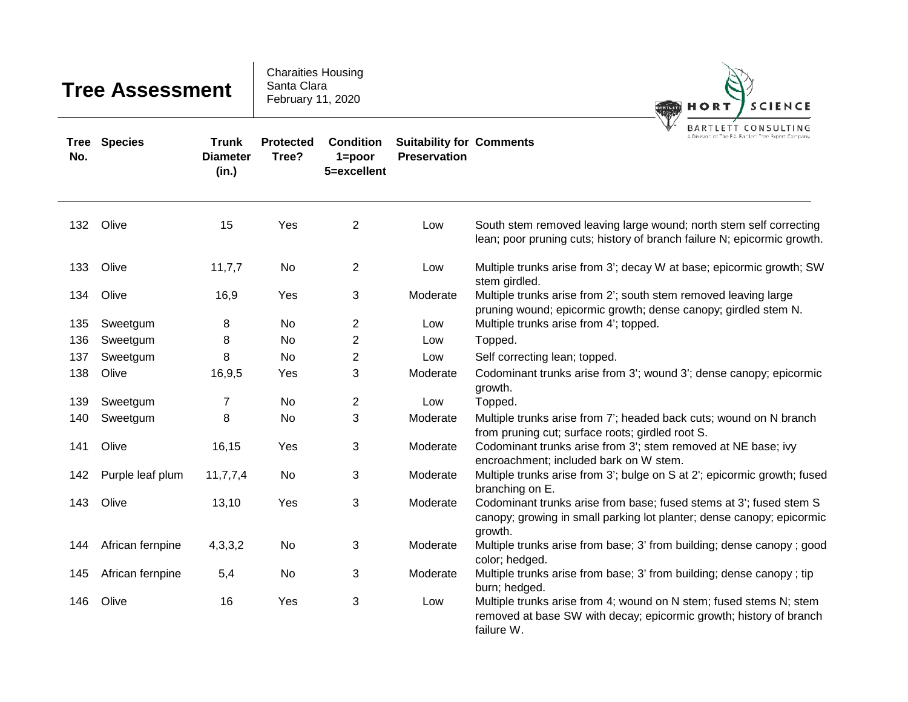# Tree Assessment

Charaities Housing
Santa Clara
February 11, 2020

HORT SCIENCE
BARTLETT CONSULTING
A Division of The F.A. Bartlett Tree Expert Company

| Tree No. | Species | Trunk Diameter (in.) | Protected Tree? | Condition 1=poor 5=excellent | Suitability for Preservation | Comments |
|---|---|---|---|---|---|---|
| 132 | Olive | 15 | Yes | 2 | Low | South stem removed leaving large wound; north stem self correcting lean; poor pruning cuts; history of branch failure N; epicormic growth. |
| 133 | Olive | 11,7,7 | No | 2 | Low | Multiple trunks arise from 3'; decay W at base; epicormic growth; SW stem girdled. |
| 134 | Olive | 16,9 | Yes | 3 | Moderate | Multiple trunks arise from 2'; south stem removed leaving large pruning wound; epicormic growth; dense canopy; girdled stem N. |
| 135 | Sweetgum | 8 | No | 2 | Low | Multiple trunks arise from 4'; topped. |
| 136 | Sweetgum | 8 | No | 2 | Low | Topped. |
| 137 | Sweetgum | 8 | No | 2 | Low | Self correcting lean; topped. |
| 138 | Olive | 16,9,5 | Yes | 3 | Moderate | Codominant trunks arise from 3'; wound 3'; dense canopy; epicormic growth. |
| 139 | Sweetgum | 7 | No | 2 | Low | Topped. |
| 140 | Sweetgum | 8 | No | 3 | Moderate | Multiple trunks arise from 7'; headed back cuts; wound on N branch from pruning cut; surface roots; girdled root S. |
| 141 | Olive | 16,15 | Yes | 3 | Moderate | Codominant trunks arise from 3'; stem removed at NE base; ivy encroachment; included bark on W stem. |
| 142 | Purple leaf plum | 11,7,7,4 | No | 3 | Moderate | Multiple trunks arise from 3'; bulge on S at 2'; epicormic growth; fused branching on E. |
| 143 | Olive | 13,10 | Yes | 3 | Moderate | Codominant trunks arise from base; fused stems at 3'; fused stem S canopy; growing in small parking lot planter; dense canopy; epicormic growth. |
| 144 | African fernpine | 4,3,3,2 | No | 3 | Moderate | Multiple trunks arise from base; 3' from building; dense canopy ; good color; hedged. |
| 145 | African fernpine | 5,4 | No | 3 | Moderate | Multiple trunks arise from base; 3' from building; dense canopy ; tip burn; hedged. |
| 146 | Olive | 16 | Yes | 3 | Low | Multiple trunks arise from 4; wound on N stem; fused stems N; stem removed at base SW with decay; epicormic growth; history of branch failure W. |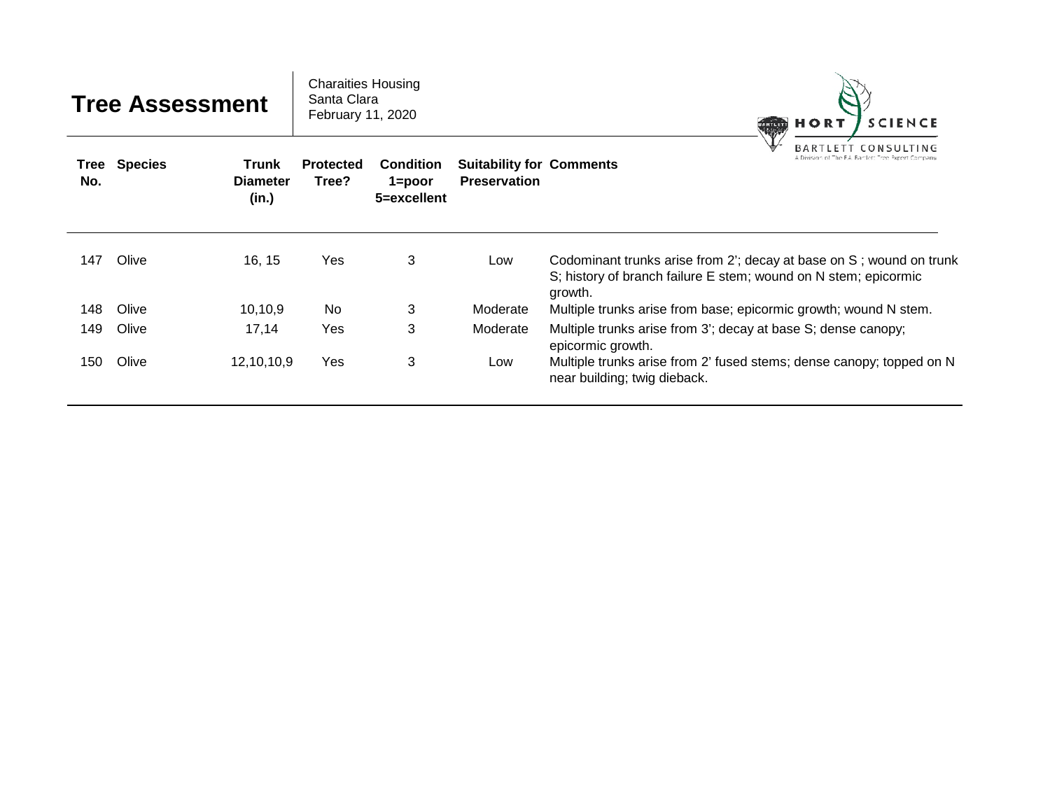# Tree Assessment

Charaities Housing
Santa Clara
February 11, 2020

HORT SCIENCE
BARTLETT CONSULTING
A Division of The F.A. Bartlett Tree Expert Company

| Tree No. | Species | Trunk Diameter (in.) | Protected Tree? | Condition 1=poor 5=excellent | Suitability for Preservation | Comments |
|---|---|---|---|---|---|---|
| 147 | Olive | 16, 15 | Yes | 3 | Low | Codominant trunks arise from 2'; decay at base on S ; wound on trunk S; history of branch failure E stem; wound on N stem; epicormic growth. |
| 148 | Olive | 10,10,9 | No | 3 | Moderate | Multiple trunks arise from base; epicormic growth; wound N stem. |
| 149 | Olive | 17,14 | Yes | 3 | Moderate | Multiple trunks arise from 3'; decay at base S; dense canopy; epicormic growth. |
| 150 | Olive | 12,10,10,9 | Yes | 3 | Low | Multiple trunks arise from 2' fused stems; dense canopy; topped on N near building; twig dieback. |